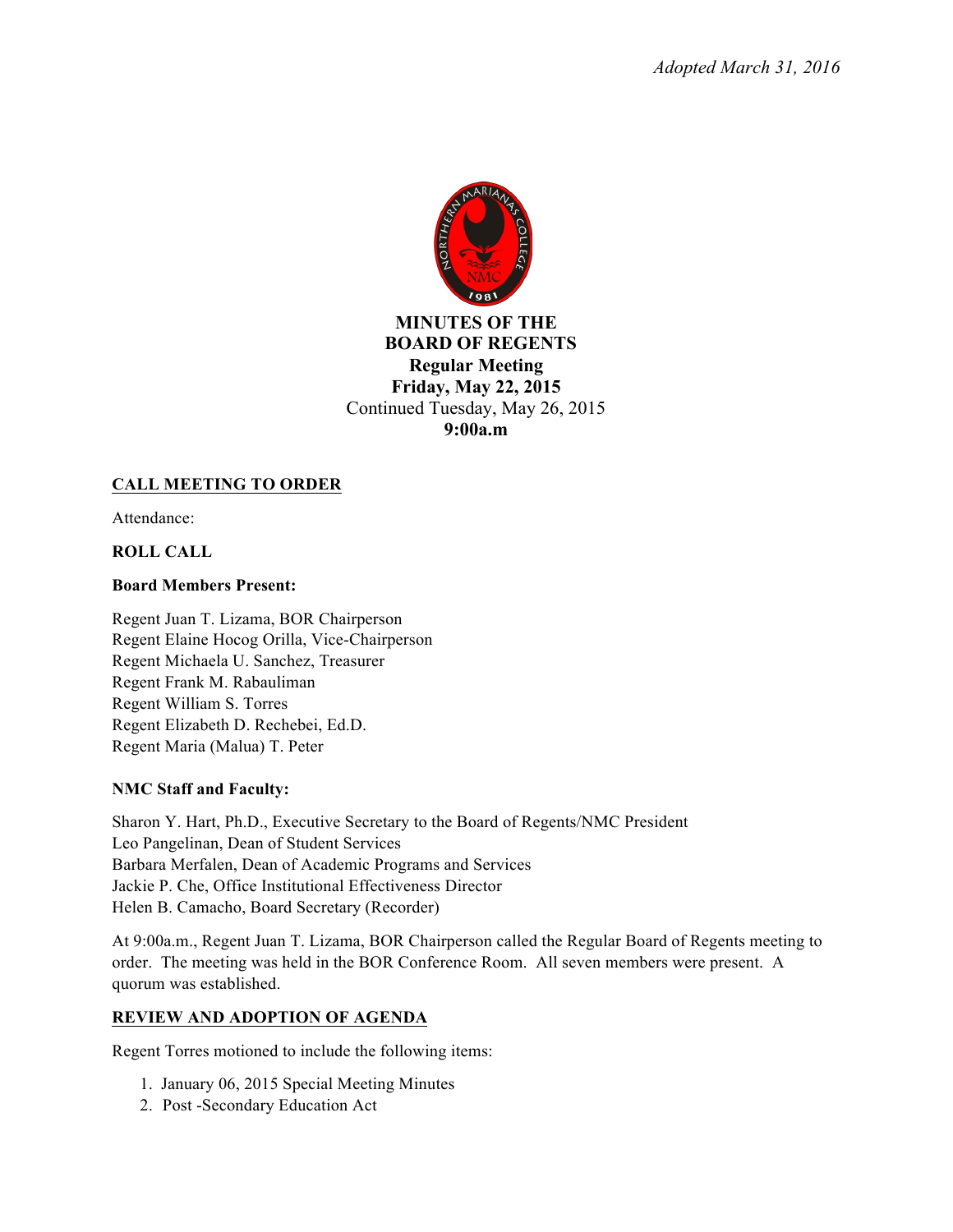*Adopted March 31, 2016*

# MINUTES OF THE BOARD OF REGENTS

**Regular Meeting**

**Friday, May 22, 2015**

Continued Tuesday, May 26, 2015

**9:00a.m**

## CALL MEETING TO ORDER

Attendance:

**ROLL CALL**

**Board Members Present:**

Regent Juan T. Lizama, BOR Chairperson
Regent Elaine Hocog Orilla, Vice-Chairperson
Regent Michaela U. Sanchez, Treasurer
Regent Frank M. Rabauliman
Regent William S. Torres
Regent Elizabeth D. Rechebei, Ed.D.
Regent Maria (Malua) T. Peter

**NMC Staff and Faculty:**

Sharon Y. Hart, Ph.D., Executive Secretary to the Board of Regents/NMC President
Leo Pangelinan, Dean of Student Services
Barbara Merfalen, Dean of Academic Programs and Services
Jackie P. Che, Office Institutional Effectiveness Director
Helen B. Camacho, Board Secretary (Recorder)

At 9:00a.m., Regent Juan T. Lizama, BOR Chairperson called the Regular Board of Regents meeting to order. The meeting was held in the BOR Conference Room. All seven members were present. A quorum was established.

## REVIEW AND ADOPTION OF AGENDA

Regent Torres motioned to include the following items:

1. January 06, 2015 Special Meeting Minutes
2. Post -Secondary Education Act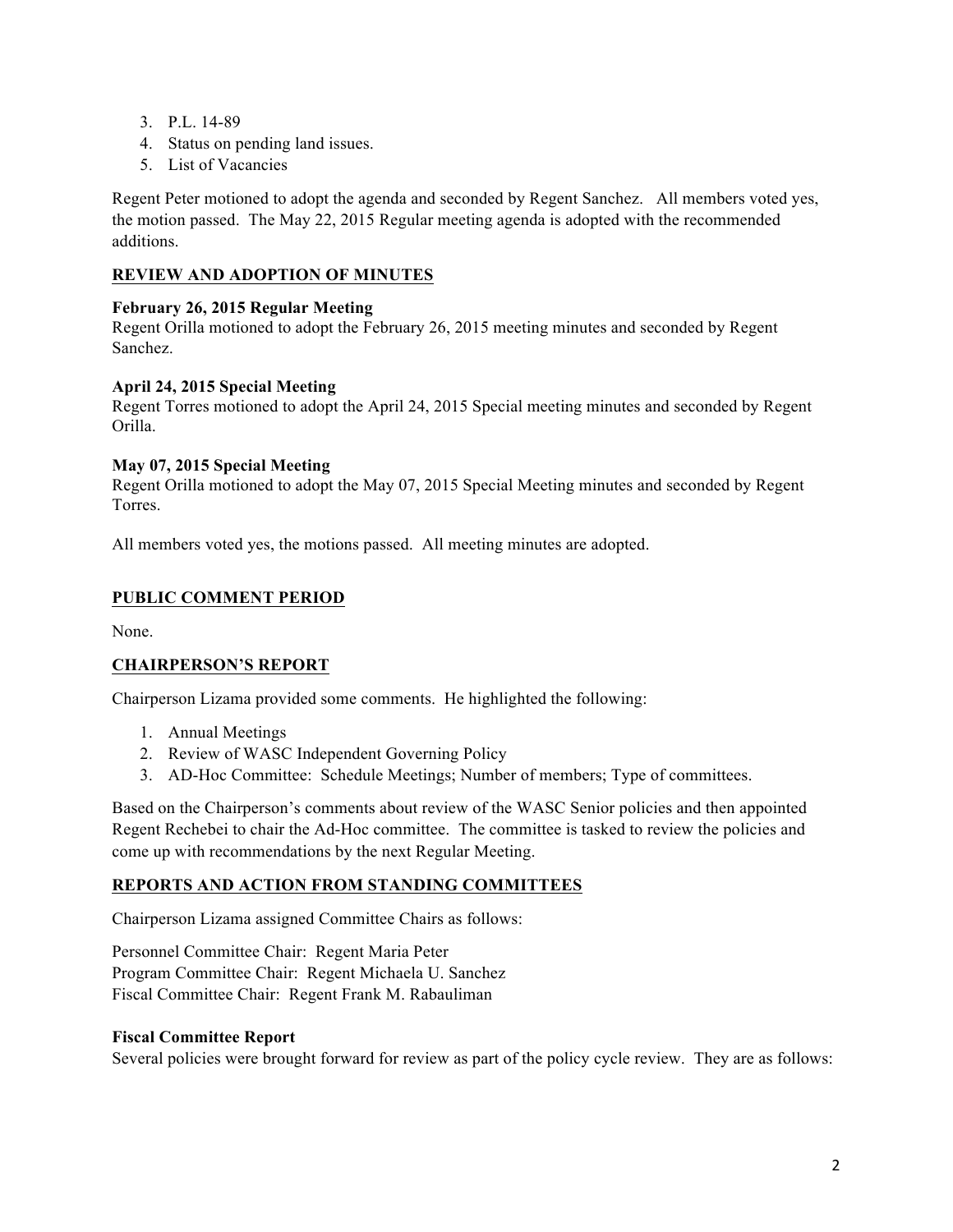3. P.L. 14-89
4. Status on pending land issues.
5. List of Vacancies

Regent Peter motioned to adopt the agenda and seconded by Regent Sanchez. All members voted yes, the motion passed. The May 22, 2015 Regular meeting agenda is adopted with the recommended additions.

## REVIEW AND ADOPTION OF MINUTES

**February 26, 2015 Regular Meeting**
Regent Orilla motioned to adopt the February 26, 2015 meeting minutes and seconded by Regent Sanchez.

**April 24, 2015 Special Meeting**
Regent Torres motioned to adopt the April 24, 2015 Special meeting minutes and seconded by Regent Orilla.

**May 07, 2015 Special Meeting**
Regent Orilla motioned to adopt the May 07, 2015 Special Meeting minutes and seconded by Regent Torres.

All members voted yes, the motions passed. All meeting minutes are adopted.

## PUBLIC COMMENT PERIOD

None.

## CHAIRPERSON'S REPORT

Chairperson Lizama provided some comments. He highlighted the following:

1. Annual Meetings
2. Review of WASC Independent Governing Policy
3. AD-Hoc Committee: Schedule Meetings; Number of members; Type of committees.

Based on the Chairperson's comments about review of the WASC Senior policies and then appointed Regent Rechebei to chair the Ad-Hoc committee. The committee is tasked to review the policies and come up with recommendations by the next Regular Meeting.

## REPORTS AND ACTION FROM STANDING COMMITTEES

Chairperson Lizama assigned Committee Chairs as follows:

Personnel Committee Chair: Regent Maria Peter
Program Committee Chair: Regent Michaela U. Sanchez
Fiscal Committee Chair: Regent Frank M. Rabauliman

**Fiscal Committee Report**
Several policies were brought forward for review as part of the policy cycle review. They are as follows: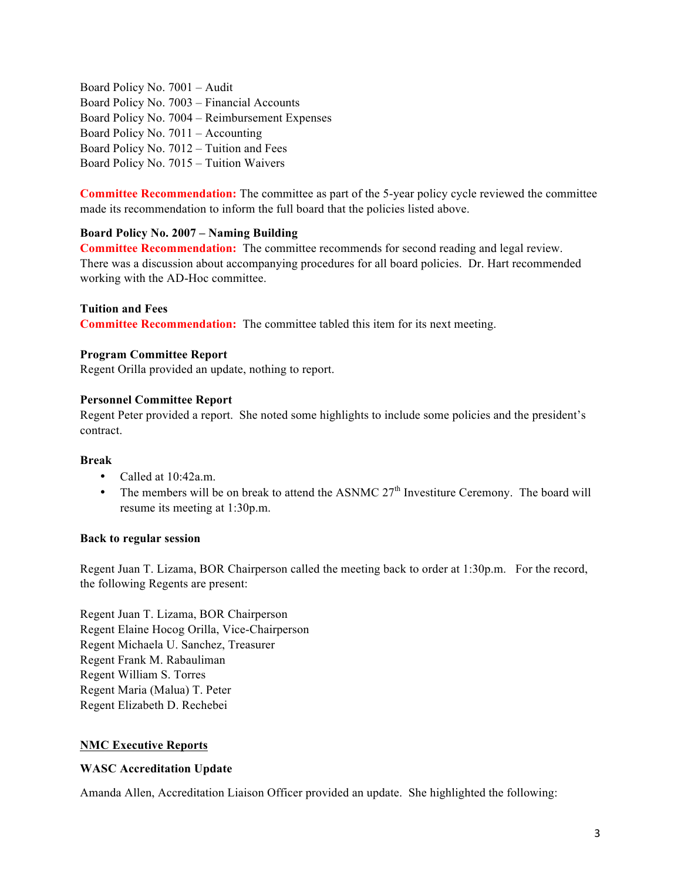Board Policy No. 7001 – Audit
Board Policy No. 7003 – Financial Accounts
Board Policy No. 7004 – Reimbursement Expenses
Board Policy No. 7011 – Accounting
Board Policy No. 7012 – Tuition and Fees
Board Policy No. 7015 – Tuition Waivers

**Committee Recommendation:** The committee as part of the 5-year policy cycle reviewed the committee made its recommendation to inform the full board that the policies listed above.

**Board Policy No. 2007 – Naming Building**
**Committee Recommendation:** The committee recommends for second reading and legal review. There was a discussion about accompanying procedures for all board policies. Dr. Hart recommended working with the AD-Hoc committee.

**Tuition and Fees**
**Committee Recommendation:** The committee tabled this item for its next meeting.

**Program Committee Report**
Regent Orilla provided an update, nothing to report.

**Personnel Committee Report**
Regent Peter provided a report. She noted some highlights to include some policies and the president's contract.

**Break**

- Called at 10:42a.m.
- The members will be on break to attend the ASNMC 27th Investiture Ceremony. The board will resume its meeting at 1:30p.m.

**Back to regular session**

Regent Juan T. Lizama, BOR Chairperson called the meeting back to order at 1:30p.m. For the record, the following Regents are present:

Regent Juan T. Lizama, BOR Chairperson
Regent Elaine Hocog Orilla, Vice-Chairperson
Regent Michaela U. Sanchez, Treasurer
Regent Frank M. Rabauliman
Regent William S. Torres
Regent Maria (Malua) T. Peter
Regent Elizabeth D. Rechebei

**NMC Executive Reports**

**WASC Accreditation Update**

Amanda Allen, Accreditation Liaison Officer provided an update. She highlighted the following: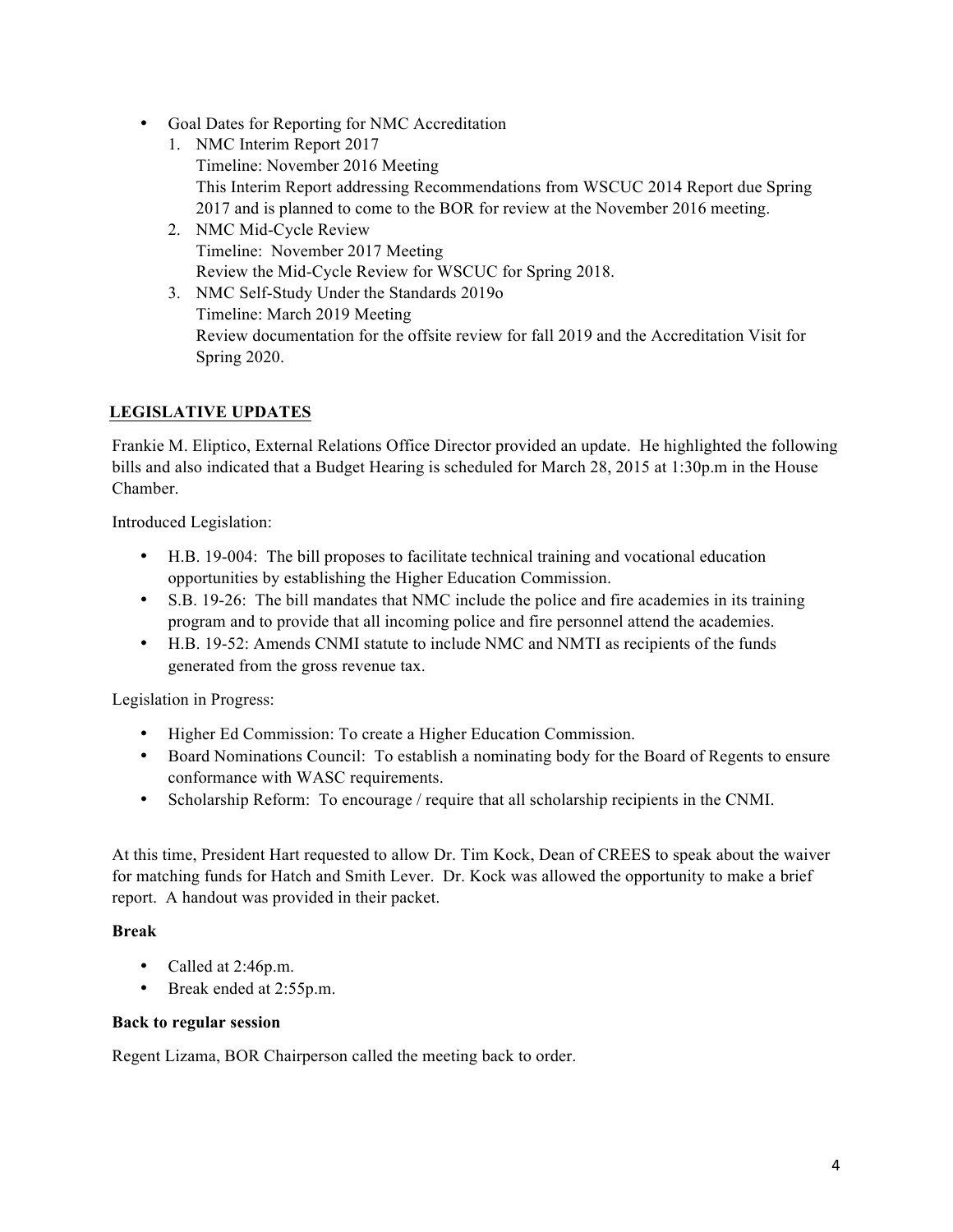- Goal Dates for Reporting for NMC Accreditation
  1. NMC Interim Report 2017
     Timeline: November 2016 Meeting
     This Interim Report addressing Recommendations from WSCUC 2014 Report due Spring 2017 and is planned to come to the BOR for review at the November 2016 meeting.
  2. NMC Mid-Cycle Review
     Timeline: November 2017 Meeting
     Review the Mid-Cycle Review for WSCUC for Spring 2018.
  3. NMC Self-Study Under the Standards 2019o
     Timeline: March 2019 Meeting
     Review documentation for the offsite review for fall 2019 and the Accreditation Visit for Spring 2020.

## LEGISLATIVE UPDATES

Frankie M. Eliptico, External Relations Office Director provided an update. He highlighted the following bills and also indicated that a Budget Hearing is scheduled for March 28, 2015 at 1:30p.m in the House Chamber.

Introduced Legislation:

- H.B. 19-004: The bill proposes to facilitate technical training and vocational education opportunities by establishing the Higher Education Commission.
- S.B. 19-26: The bill mandates that NMC include the police and fire academies in its training program and to provide that all incoming police and fire personnel attend the academies.
- H.B. 19-52: Amends CNMI statute to include NMC and NMTI as recipients of the funds generated from the gross revenue tax.

Legislation in Progress:

- Higher Ed Commission: To create a Higher Education Commission.
- Board Nominations Council: To establish a nominating body for the Board of Regents to ensure conformance with WASC requirements.
- Scholarship Reform: To encourage / require that all scholarship recipients in the CNMI.

At this time, President Hart requested to allow Dr. Tim Kock, Dean of CREES to speak about the waiver for matching funds for Hatch and Smith Lever. Dr. Kock was allowed the opportunity to make a brief report. A handout was provided in their packet.

**Break**

- Called at 2:46p.m.
- Break ended at 2:55p.m.

**Back to regular session**

Regent Lizama, BOR Chairperson called the meeting back to order.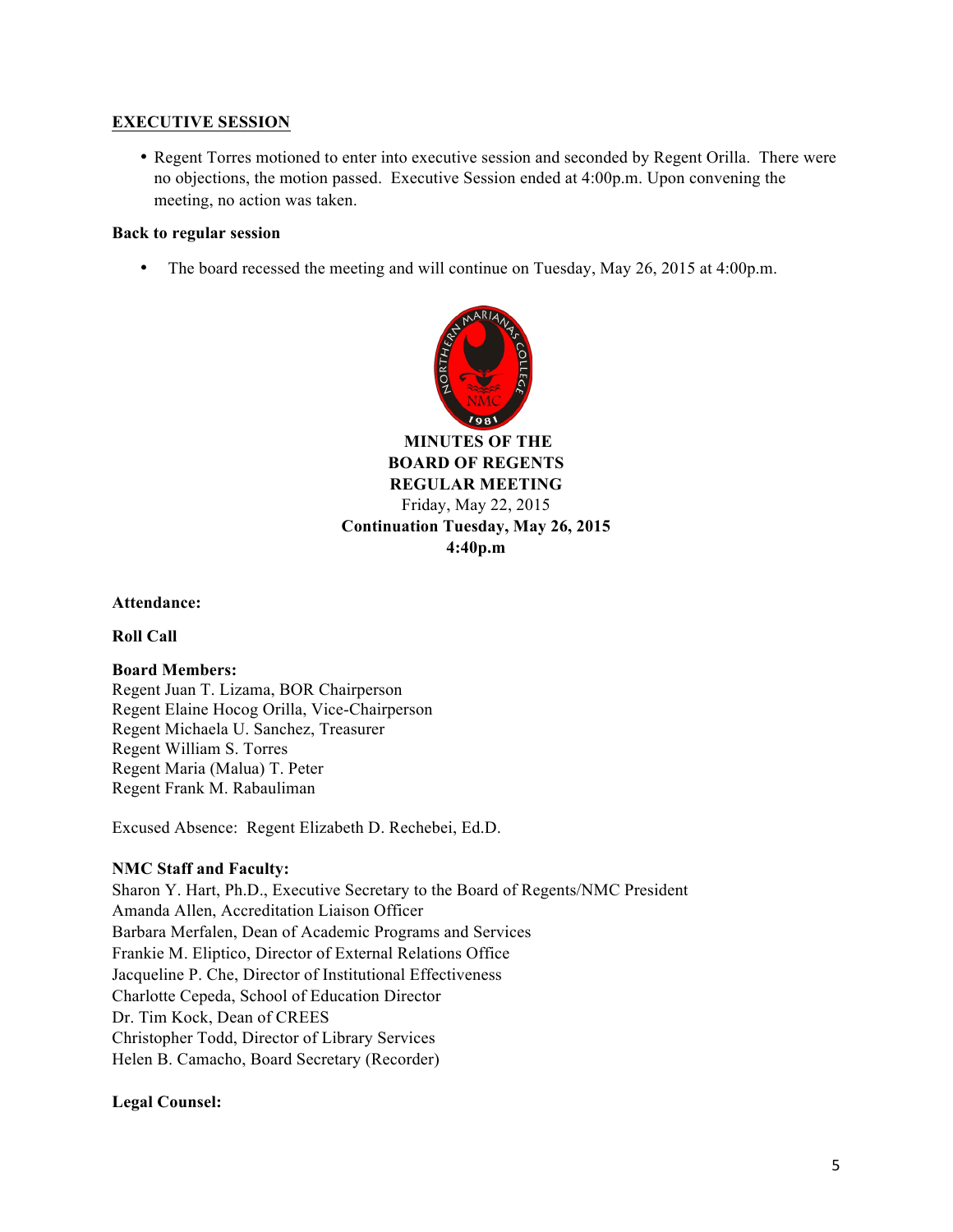**EXECUTIVE SESSION**

- Regent Torres motioned to enter into executive session and seconded by Regent Orilla. There were no objections, the motion passed. Executive Session ended at 4:00p.m. Upon convening the meeting, no action was taken.

**Back to regular session**

- The board recessed the meeting and will continue on Tuesday, May 26, 2015 at 4:00p.m.

**MINUTES OF THE**
**BOARD OF REGENTS**
**REGULAR MEETING**
Friday, May 22, 2015
**Continuation Tuesday, May 26, 2015**
**4:40p.m**

**Attendance:**

**Roll Call**

**Board Members:**
Regent Juan T. Lizama, BOR Chairperson
Regent Elaine Hocog Orilla, Vice-Chairperson
Regent Michaela U. Sanchez, Treasurer
Regent William S. Torres
Regent Maria (Malua) T. Peter
Regent Frank M. Rabauliman

Excused Absence: Regent Elizabeth D. Rechebei, Ed.D.

**NMC Staff and Faculty:**
Sharon Y. Hart, Ph.D., Executive Secretary to the Board of Regents/NMC President
Amanda Allen, Accreditation Liaison Officer
Barbara Merfalen, Dean of Academic Programs and Services
Frankie M. Eliptico, Director of External Relations Office
Jacqueline P. Che, Director of Institutional Effectiveness
Charlotte Cepeda, School of Education Director
Dr. Tim Kock, Dean of CREES
Christopher Todd, Director of Library Services
Helen B. Camacho, Board Secretary (Recorder)

**Legal Counsel:**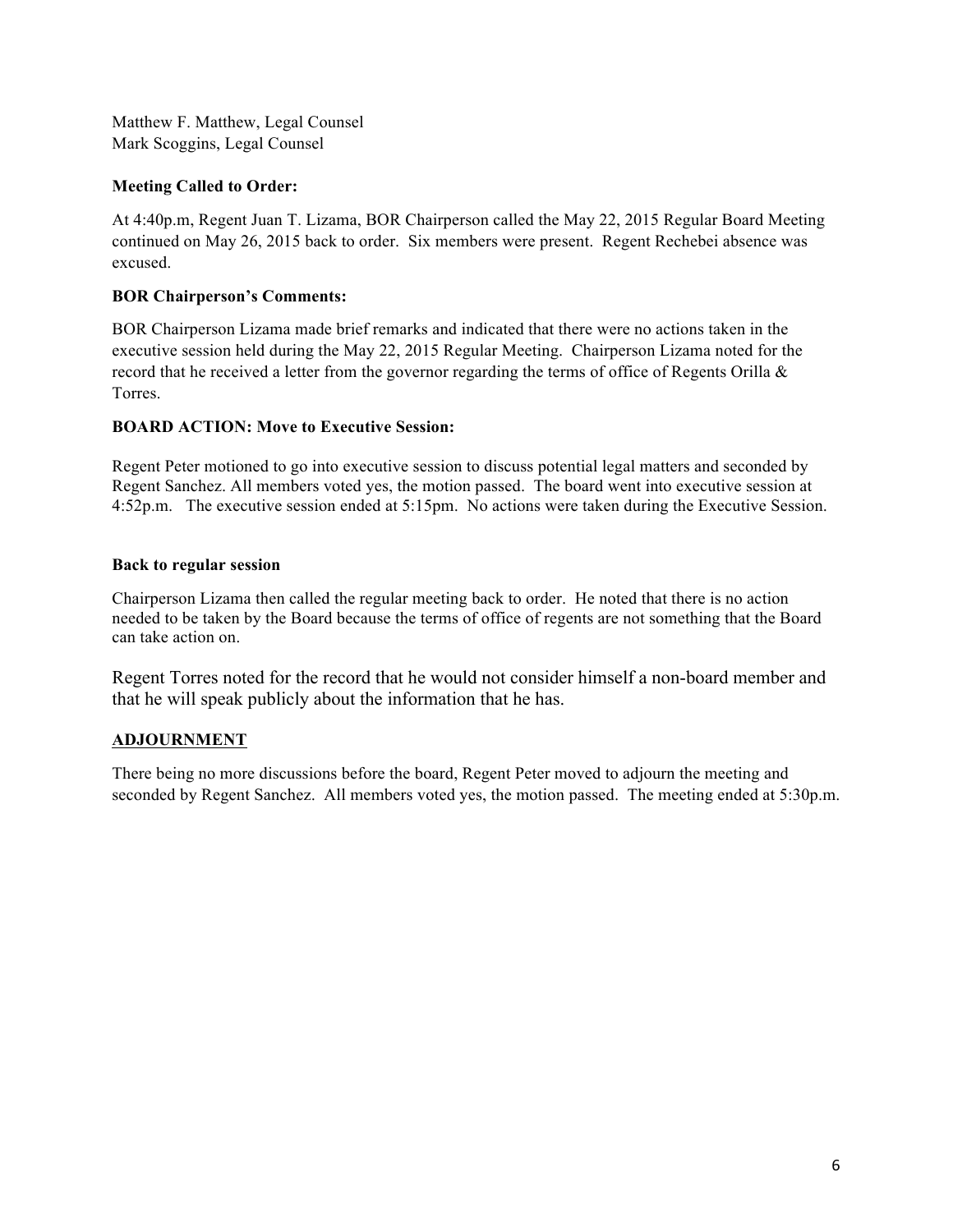Matthew F. Matthew, Legal Counsel
Mark Scoggins, Legal Counsel

**Meeting Called to Order:**

At 4:40p.m, Regent Juan T. Lizama, BOR Chairperson called the May 22, 2015 Regular Board Meeting continued on May 26, 2015 back to order. Six members were present. Regent Rechebei absence was excused.

**BOR Chairperson's Comments:**

BOR Chairperson Lizama made brief remarks and indicated that there were no actions taken in the executive session held during the May 22, 2015 Regular Meeting. Chairperson Lizama noted for the record that he received a letter from the governor regarding the terms of office of Regents Orilla & Torres.

**BOARD ACTION: Move to Executive Session:**

Regent Peter motioned to go into executive session to discuss potential legal matters and seconded by Regent Sanchez. All members voted yes, the motion passed. The board went into executive session at 4:52p.m. The executive session ended at 5:15pm. No actions were taken during the Executive Session.

**Back to regular session**

Chairperson Lizama then called the regular meeting back to order. He noted that there is no action needed to be taken by the Board because the terms of office of regents are not something that the Board can take action on.

Regent Torres noted for the record that he would not consider himself a non-board member and that he will speak publicly about the information that he has.

**ADJOURNMENT**

There being no more discussions before the board, Regent Peter moved to adjourn the meeting and seconded by Regent Sanchez. All members voted yes, the motion passed. The meeting ended at 5:30p.m.